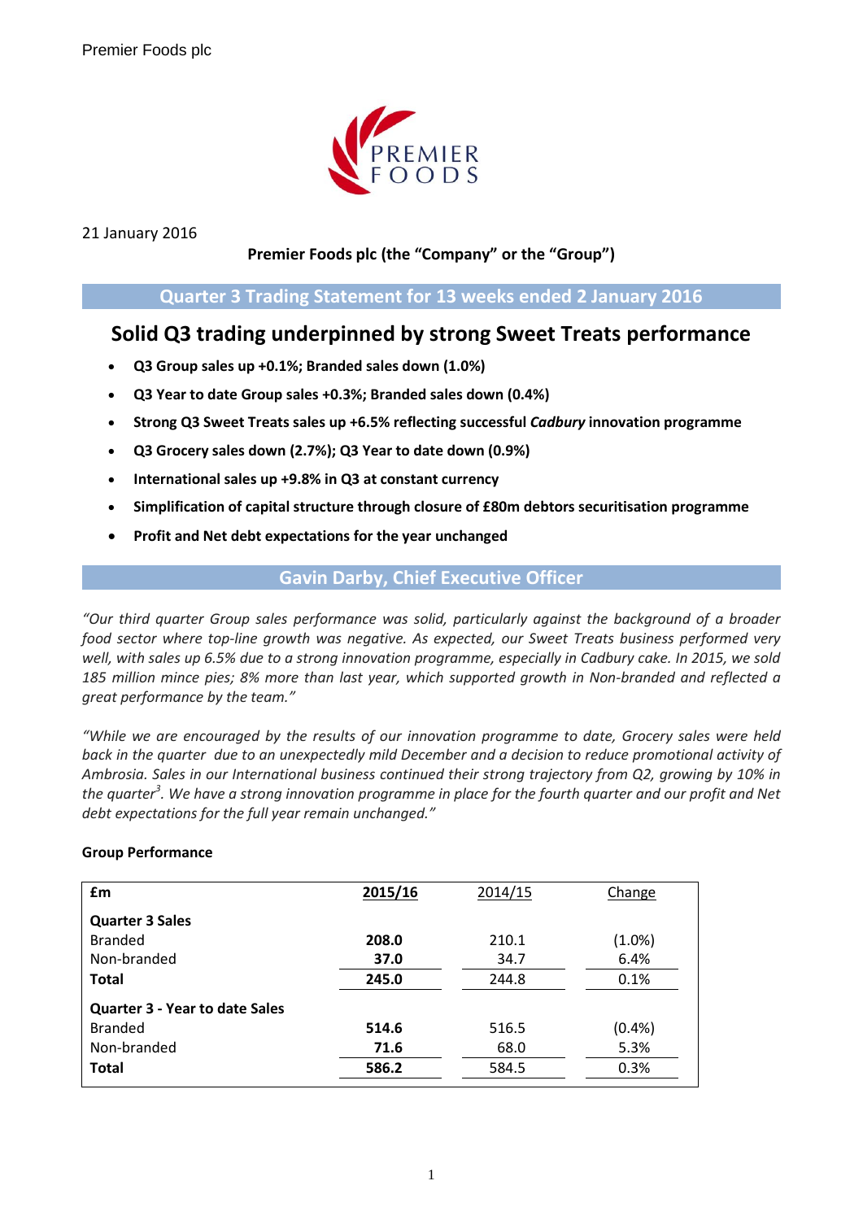Premier Foods plc

21 January 2016

**Premier Foods plc (the "Company" or the "Group")**

## Quarter 3 Trading Statement for 13 weeks ended 2 January 2016

# Solid Q3 trading underpinned by strong Sweet Treats performance

- **Q3 Group sales up +0.1%; Branded sales down (1.0%)**
- **Q3 Year to date Group sales +0.3%; Branded sales down (0.4%)**
- **Strong Q3 Sweet Treats sales up +6.5% reflecting successful *Cadbury* innovation programme**
- **Q3 Grocery sales down (2.7%); Q3 Year to date down (0.9%)**
- **International sales up +9.8% in Q3 at constant currency**
- **Simplification of capital structure through closure of £80m debtors securitisation programme**
- **Profit and Net debt expectations for the year unchanged**

## Gavin Darby, Chief Executive Officer

*"Our third quarter Group sales performance was solid, particularly against the background of a broader food sector where top-line growth was negative. As expected, our Sweet Treats business performed very well, with sales up 6.5% due to a strong innovation programme, especially in Cadbury cake. In 2015, we sold 185 million mince pies; 8% more than last year, which supported growth in Non-branded and reflected a great performance by the team."*

*"While we are encouraged by the results of our innovation programme to date, Grocery sales were held back in the quarter due to an unexpectedly mild December and a decision to reduce promotional activity of Ambrosia. Sales in our International business continued their strong trajectory from Q2, growing by 10% in the quarter[3]. We have a strong innovation programme in place for the fourth quarter and our profit and Net debt expectations for the full year remain unchanged."*

**Group Performance**

| £m | 2015/16 | 2014/15 | Change |
|---|---|---|---|
| **Quarter 3 Sales** | | | |
| Branded | **208.0** | 210.1 | (1.0%) |
| Non-branded | **37.0** | 34.7 | 6.4% |
| **Total** | **245.0** | 244.8 | 0.1% |
| **Quarter 3 - Year to date Sales** | | | |
| Branded | **514.6** | 516.5 | (0.4%) |
| Non-branded | **71.6** | 68.0 | 5.3% |
| **Total** | **586.2** | 584.5 | 0.3% |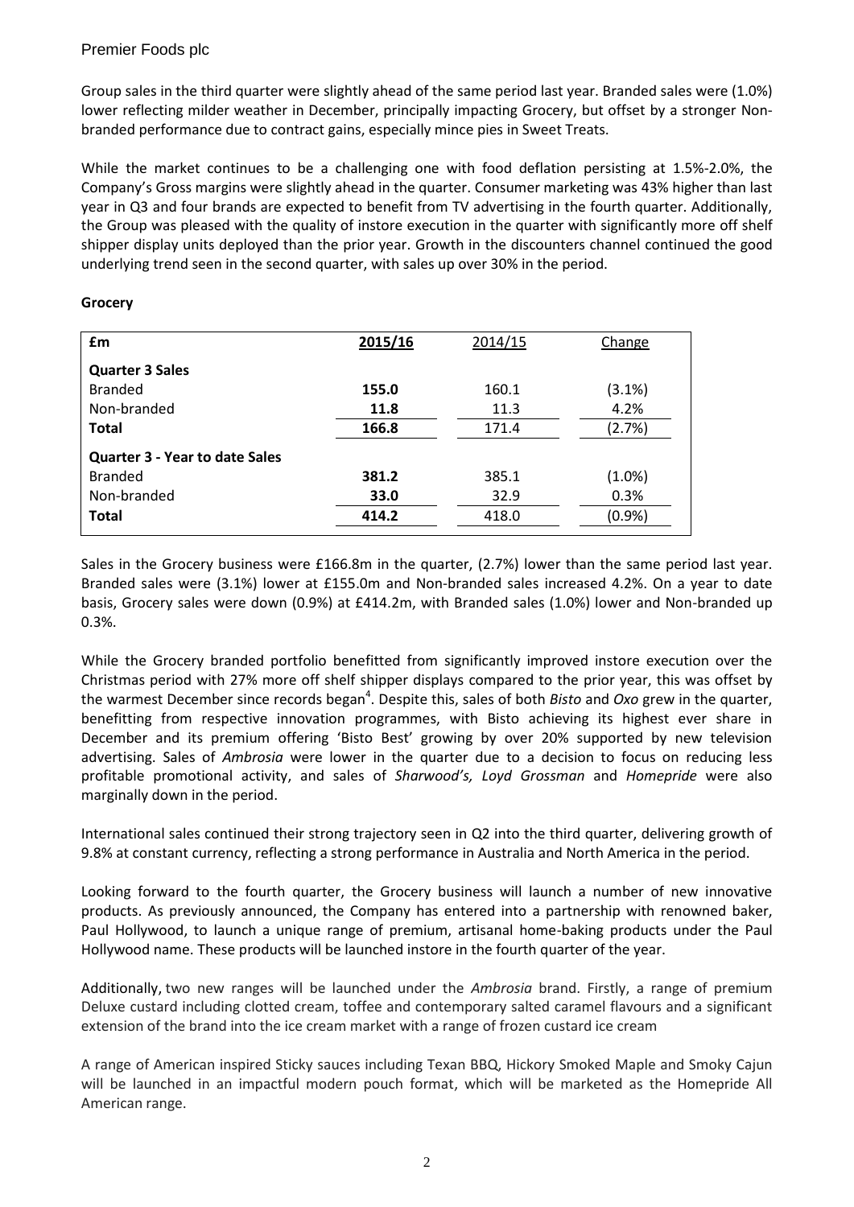Group sales in the third quarter were slightly ahead of the same period last year. Branded sales were (1.0%) lower reflecting milder weather in December, principally impacting Grocery, but offset by a stronger Non-branded performance due to contract gains, especially mince pies in Sweet Treats.

While the market continues to be a challenging one with food deflation persisting at 1.5%-2.0%, the Company's Gross margins were slightly ahead in the quarter. Consumer marketing was 43% higher than last year in Q3 and four brands are expected to benefit from TV advertising in the fourth quarter. Additionally, the Group was pleased with the quality of instore execution in the quarter with significantly more off shelf shipper display units deployed than the prior year. Growth in the discounters channel continued the good underlying trend seen in the second quarter, with sales up over 30% in the period.

**Grocery**

| £m | 2015/16 | 2014/15 | Change |
|---|---|---|---|
| **Quarter 3 Sales** | | | |
| Branded | **155.0** | 160.1 | (3.1%) |
| Non-branded | **11.8** | 11.3 | 4.2% |
| **Total** | **166.8** | 171.4 | (2.7%) |
| **Quarter 3 - Year to date Sales** | | | |
| Branded | **381.2** | 385.1 | (1.0%) |
| Non-branded | **33.0** | 32.9 | 0.3% |
| **Total** | **414.2** | 418.0 | (0.9%) |

Sales in the Grocery business were £166.8m in the quarter, (2.7%) lower than the same period last year. Branded sales were (3.1%) lower at £155.0m and Non-branded sales increased 4.2%. On a year to date basis, Grocery sales were down (0.9%) at £414.2m, with Branded sales (1.0%) lower and Non-branded up 0.3%.

While the Grocery branded portfolio benefitted from significantly improved instore execution over the Christmas period with 27% more off shelf shipper displays compared to the prior year, this was offset by the warmest December since records began[4]. Despite this, sales of both *Bisto* and *Oxo* grew in the quarter, benefitting from respective innovation programmes, with Bisto achieving its highest ever share in December and its premium offering 'Bisto Best' growing by over 20% supported by new television advertising. Sales of *Ambrosia* were lower in the quarter due to a decision to focus on reducing less profitable promotional activity, and sales of *Sharwood's, Loyd Grossman* and *Homepride* were also marginally down in the period.

International sales continued their strong trajectory seen in Q2 into the third quarter, delivering growth of 9.8% at constant currency, reflecting a strong performance in Australia and North America in the period.

Looking forward to the fourth quarter, the Grocery business will launch a number of new innovative products. As previously announced, the Company has entered into a partnership with renowned baker, Paul Hollywood, to launch a unique range of premium, artisanal home-baking products under the Paul Hollywood name. These products will be launched instore in the fourth quarter of the year.

Additionally, two new ranges will be launched under the *Ambrosia* brand. Firstly, a range of premium Deluxe custard including clotted cream, toffee and contemporary salted caramel flavours and a significant extension of the brand into the ice cream market with a range of frozen custard ice cream

A range of American inspired Sticky sauces including Texan BBQ, Hickory Smoked Maple and Smoky Cajun will be launched in an impactful modern pouch format, which will be marketed as the Homepride All American range.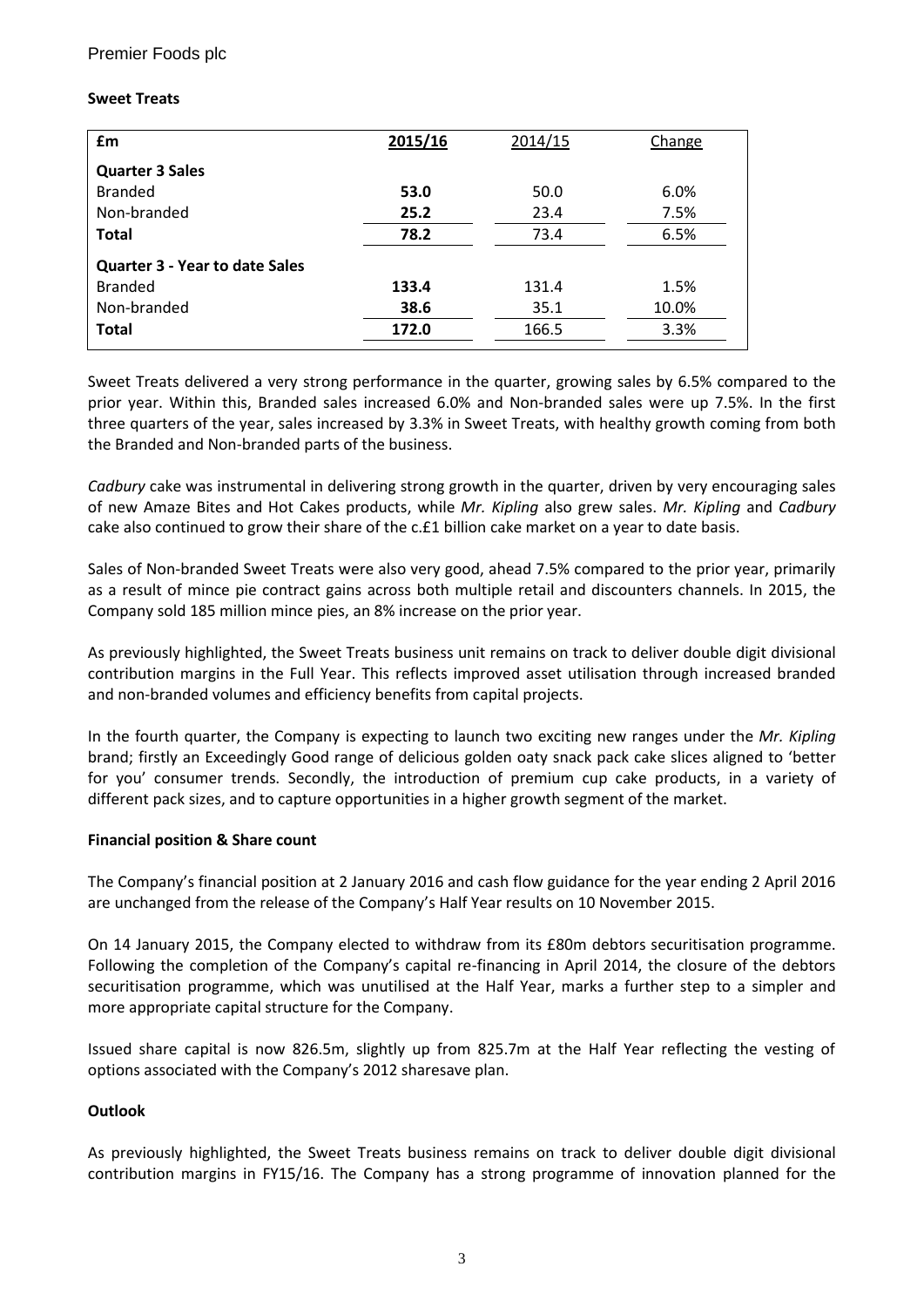**Sweet Treats**

| £m | 2015/16 | 2014/15 | Change |
|---|---|---|---|
| **Quarter 3 Sales** | | | |
| Branded | **53.0** | 50.0 | 6.0% |
| Non-branded | **25.2** | 23.4 | 7.5% |
| **Total** | **78.2** | 73.4 | 6.5% |
| **Quarter 3 - Year to date Sales** | | | |
| Branded | **133.4** | 131.4 | 1.5% |
| Non-branded | **38.6** | 35.1 | 10.0% |
| **Total** | **172.0** | 166.5 | 3.3% |

Sweet Treats delivered a very strong performance in the quarter, growing sales by 6.5% compared to the prior year. Within this, Branded sales increased 6.0% and Non-branded sales were up 7.5%. In the first three quarters of the year, sales increased by 3.3% in Sweet Treats, with healthy growth coming from both the Branded and Non-branded parts of the business.

*Cadbury* cake was instrumental in delivering strong growth in the quarter, driven by very encouraging sales of new Amaze Bites and Hot Cakes products, while *Mr. Kipling* also grew sales. *Mr. Kipling* and *Cadbury* cake also continued to grow their share of the c.£1 billion cake market on a year to date basis.

Sales of Non-branded Sweet Treats were also very good, ahead 7.5% compared to the prior year, primarily as a result of mince pie contract gains across both multiple retail and discounters channels. In 2015, the Company sold 185 million mince pies, an 8% increase on the prior year.

As previously highlighted, the Sweet Treats business unit remains on track to deliver double digit divisional contribution margins in the Full Year. This reflects improved asset utilisation through increased branded and non-branded volumes and efficiency benefits from capital projects.

In the fourth quarter, the Company is expecting to launch two exciting new ranges under the *Mr. Kipling* brand; firstly an Exceedingly Good range of delicious golden oaty snack pack cake slices aligned to 'better for you' consumer trends. Secondly, the introduction of premium cup cake products, in a variety of different pack sizes, and to capture opportunities in a higher growth segment of the market.

**Financial position & Share count**

The Company's financial position at 2 January 2016 and cash flow guidance for the year ending 2 April 2016 are unchanged from the release of the Company's Half Year results on 10 November 2015.

On 14 January 2015, the Company elected to withdraw from its £80m debtors securitisation programme. Following the completion of the Company's capital re-financing in April 2014, the closure of the debtors securitisation programme, which was unutilised at the Half Year, marks a further step to a simpler and more appropriate capital structure for the Company.

Issued share capital is now 826.5m, slightly up from 825.7m at the Half Year reflecting the vesting of options associated with the Company's 2012 sharesave plan.

**Outlook**

As previously highlighted, the Sweet Treats business remains on track to deliver double digit divisional contribution margins in FY15/16. The Company has a strong programme of innovation planned for the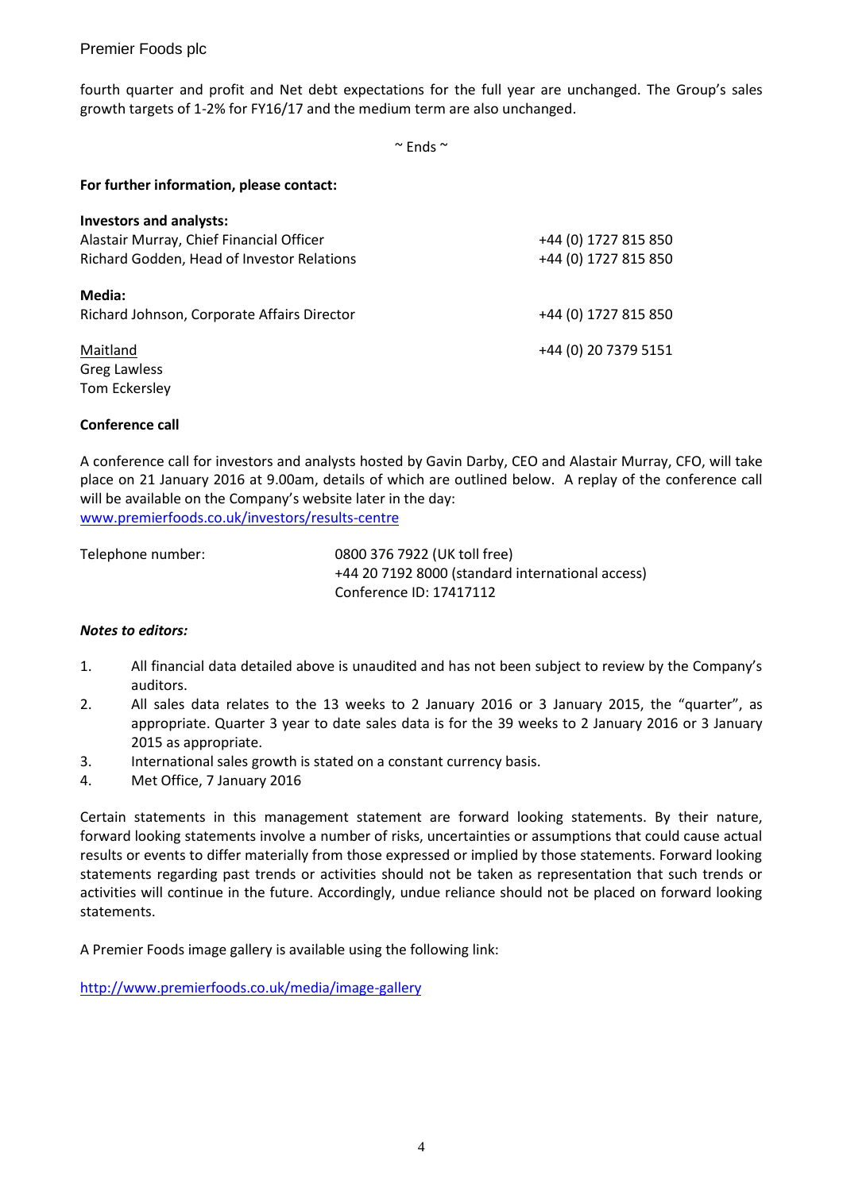fourth quarter and profit and Net debt expectations for the full year are unchanged. The Group's sales growth targets of 1-2% for FY16/17 and the medium term are also unchanged.

~ Ends ~

**For further information, please contact:**

**Investors and analysts:**

| | |
|---|---|
| Alastair Murray, Chief Financial Officer | +44 (0) 1727 815 850 |
| Richard Godden, Head of Investor Relations | +44 (0) 1727 815 850 |

**Media:**

| | |
|---|---|
| Richard Johnson, Corporate Affairs Director | +44 (0) 1727 815 850 |
| Maitland | +44 (0) 20 7379 5151 |
| Greg Lawless | |
| Tom Eckersley | |

**Conference call**

A conference call for investors and analysts hosted by Gavin Darby, CEO and Alastair Murray, CFO, will take place on 21 January 2016 at 9.00am, details of which are outlined below. A replay of the conference call will be available on the Company's website later in the day:
www.premierfoods.co.uk/investors/results-centre

| | |
|---|---|
| Telephone number: | 0800 376 7922 (UK toll free) |
| | +44 20 7192 8000 (standard international access) |
| | Conference ID: 17417112 |

***Notes to editors:***

1. All financial data detailed above is unaudited and has not been subject to review by the Company's auditors.
2. All sales data relates to the 13 weeks to 2 January 2016 or 3 January 2015, the "quarter", as appropriate. Quarter 3 year to date sales data is for the 39 weeks to 2 January 2016 or 3 January 2015 as appropriate.
3. International sales growth is stated on a constant currency basis.
4. Met Office, 7 January 2016

Certain statements in this management statement are forward looking statements. By their nature, forward looking statements involve a number of risks, uncertainties or assumptions that could cause actual results or events to differ materially from those expressed or implied by those statements. Forward looking statements regarding past trends or activities should not be taken as representation that such trends or activities will continue in the future. Accordingly, undue reliance should not be placed on forward looking statements.

A Premier Foods image gallery is available using the following link:

http://www.premierfoods.co.uk/media/image-gallery